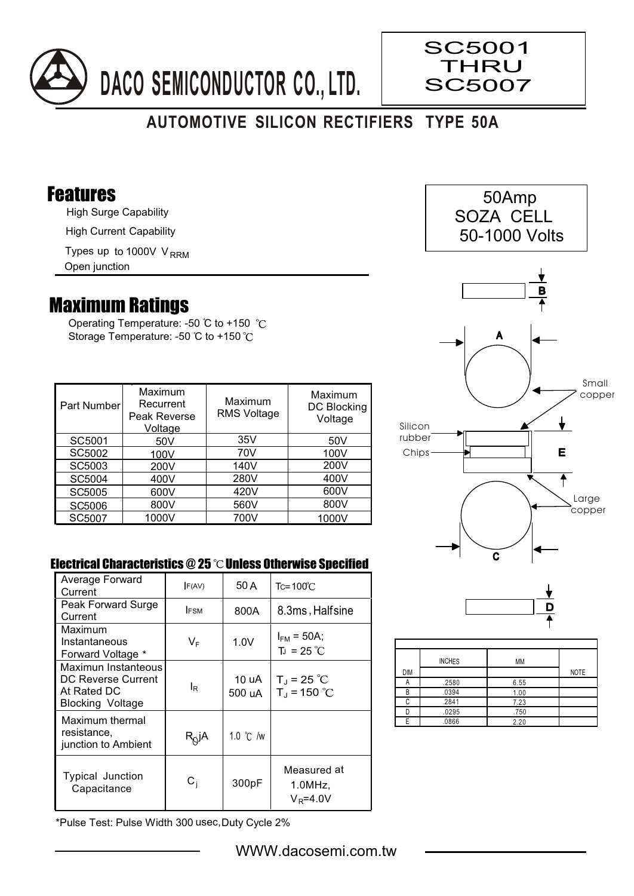# DACO SEMICONDUCTOR CO., LTD.

**SC5001 THRU SC5007**

## AUTOMOTIVE SILICON RECTIFIERS TYPE 50A

50Amp
SOZA CELL
50-1000 Volts

## Features

- High Surge Capability
- High Current Capability
- Types up to 1000V $V_{RRM}$
- Open junction

## Maximum Ratings

Operating Temperature: -50 ℃ to +150 ℃
Storage Temperature: -50 ℃ to +150 ℃

| Part Number | Maximum Recurrent Peak Reverse Voltage | Maximum RMS Voltage | Maximum DC Blocking Voltage |
|---|---|---|---|
| SC5001 | 50V | 35V | 50V |
| SC5002 | 100V | 70V | 100V |
| SC5003 | 200V | 140V | 200V |
| SC5004 | 400V | 280V | 400V |
| SC5005 | 600V | 420V | 600V |
| SC5006 | 800V | 560V | 800V |
| SC5007 | 1000V | 700V | 1000V |

### Electrical Characteristics @ 25 ℃ Unless Otherwise Specified

| | | | |
|---|---|---|---|
| Average Forward Current | $I_{F(AV)}$ | 50 A | $T_C$=100℃ |
| Peak Forward Surge Current | $I_{FSM}$ | 800A | 8.3ms, Halfsine |
| Maximum Instantaneous Forward Voltage * | $V_F$ | 1.0V | $I_{FM}$ = 50A; $T_J$ = 25 ℃ |
| Maximun Instanteous DC Reverse Current At Rated DC Blocking Voltage | $I_R$ | 10 uA<br>500 uA | $T_J$ = 25 ℃<br>$T_J$ = 150 ℃ |
| Maximum thermal resistance, junction to Ambient | $R_{\theta}jA$ | 1.0 ℃ /w | |
| Typical Junction Capacitance | $C_j$ | 300pF | Measured at 1.0MHz, $V_R$=4.0V |

*Pulse Test: Pulse Width 300 usec, Duty Cycle 2%

Small copper, Silicon rubber, Chips, Large copper

| DIM | INCHES | MM | NOTE |
|---|---|---|---|
| A | .2580 | 6.55 | |
| B | .0394 | 1.00 | |
| C | .2841 | 7.23 | |
| D | .0295 | .750 | |
| E | .0866 | 2.20 | |

WWW.dacosemi.com.tw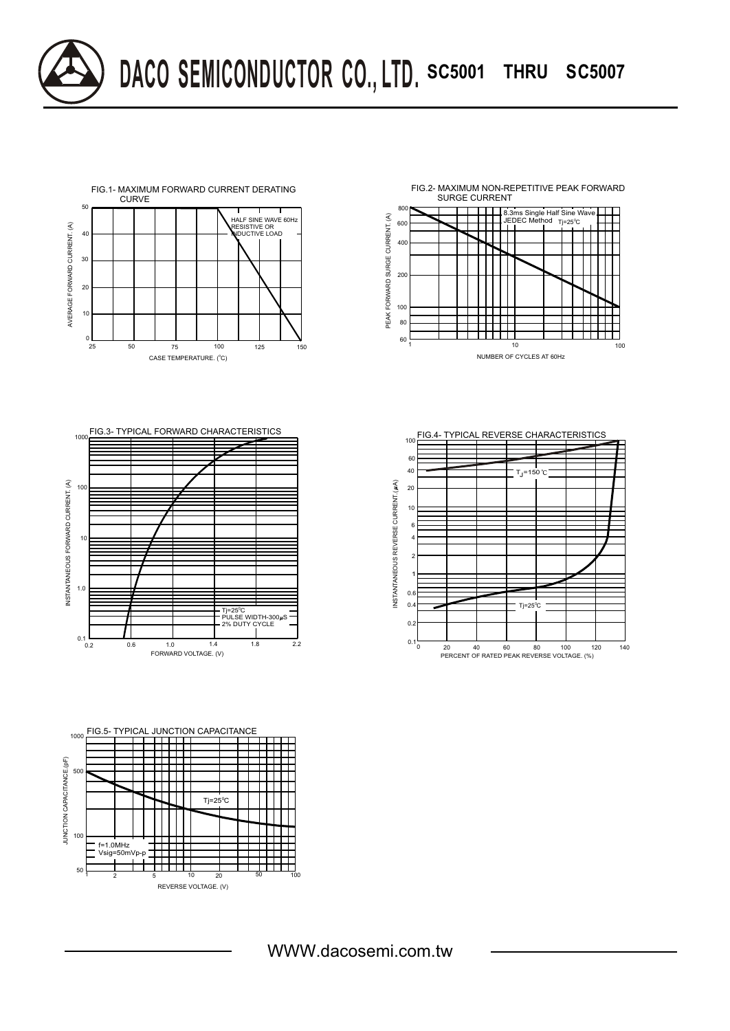DACO SEMICONDUCTOR CO., LTD. SC5001 THRU SC5007

FIG.1- MAXIMUM FORWARD CURRENT DERATING CURVE

AVERAGE FORWARD CURRENT. (A)

0
10
20
30
40
50

25 50 75 100 125 150

CASE TEMPERATURE. (°C)

HALF SINE WAVE 60Hz
RESISTIVE OR
INDUCTIVE LOAD

FIG.2- MAXIMUM NON-REPETITIVE PEAK FORWARD SURGE CURRENT

PEAK FORWARD SURGE CURRENT. (A)

60
80
100
200
400
600
800

1 10 100

NUMBER OF CYCLES AT 60Hz

8.3ms Single Half Sine Wave
JEDEC Method Tj=25°C

FIG.3- TYPICAL FORWARD CHARACTERISTICS

INSTANTANEOUS FORWARD CURRENT. (A)

0.1
1.0
10
100
1000

0.2 0.6 1.0 1.4 1.8 2.2

FORWARD VOLTAGE. (V)

Tj=25°C
PULSE WIDTH-300μS
2% DUTY CYCLE

FIG.4- TYPICAL REVERSE CHARACTERISTICS

INSTANTANEOUS REVERSE CURRENT.(μA)

0.1
0.2
0.4
0.6
1
2
4
6
10
20
40
60
100

0 20 40 60 80 100 120 140

PERCENT OF RATED PEAK REVERSE VOLTAGE. (%)

$T_J$=150 ℃

Tj=25°C

FIG.5- TYPICAL JUNCTION CAPACITANCE

JUNCTION CAPACITANCE.(pF)

50
100
500
1000

1 2 5 10 20 50 100

REVERSE VOLTAGE. (V)

Tj=25°C

f=1.0MHz
Vsig=50mVp-p

WWW.dacosemi.com.tw